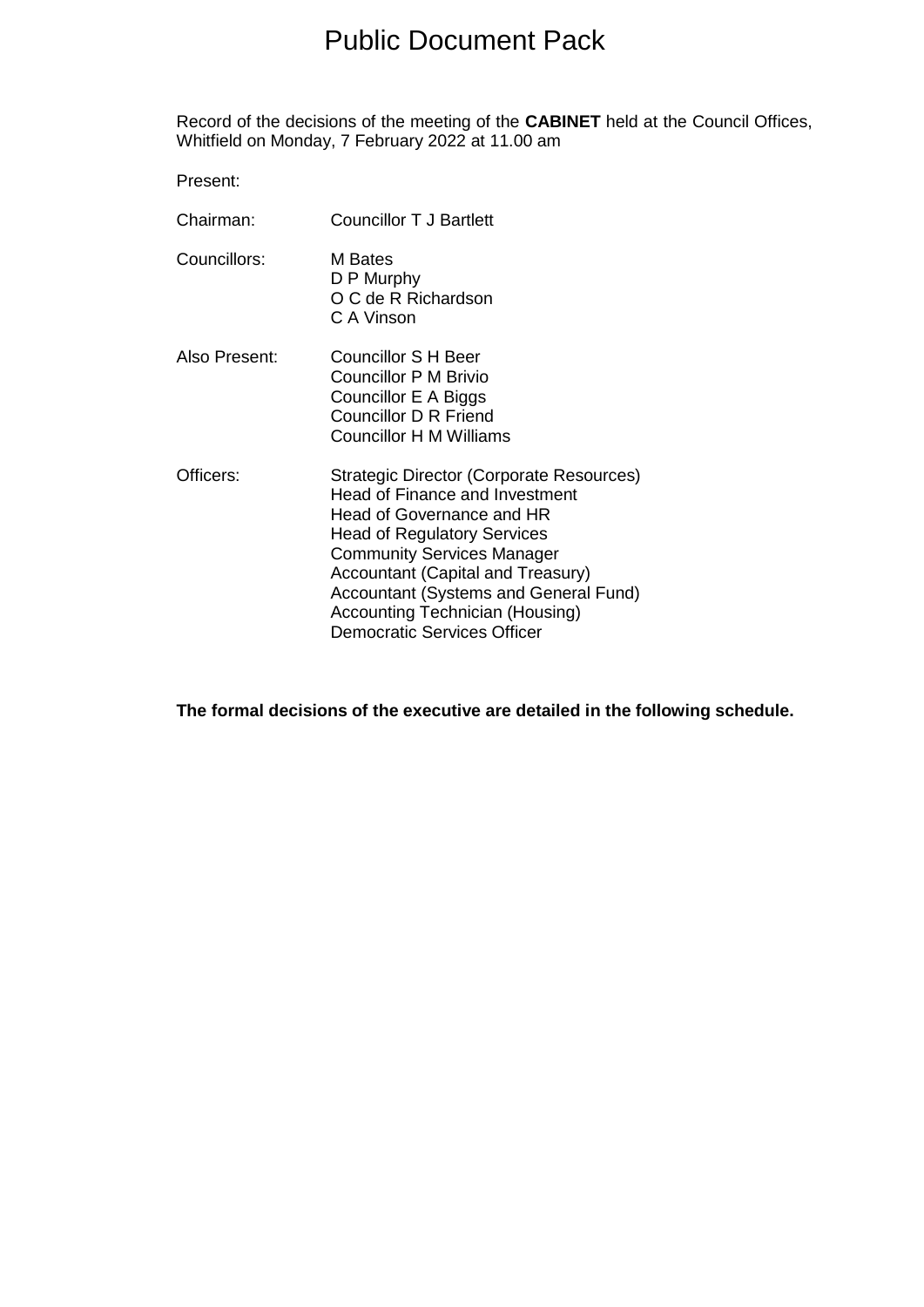# Public Document Pack

Record of the decisions of the meeting of the **CABINET** held at the Council Offices, Whitfield on Monday, 7 February 2022 at 11.00 am

Present:

| | |
|---|---|
| Chairman: | Councillor T J Bartlett |
| Councillors: | M Bates<br>D P Murphy<br>O C de R Richardson<br>C A Vinson |
| Also Present: | Councillor S H Beer<br>Councillor P M Brivio<br>Councillor E A Biggs<br>Councillor D R Friend<br>Councillor H M Williams |
| Officers: | Strategic Director (Corporate Resources)<br>Head of Finance and Investment<br>Head of Governance and HR<br>Head of Regulatory Services<br>Community Services Manager<br>Accountant (Capital and Treasury)<br>Accountant (Systems and General Fund)<br>Accounting Technician (Housing)<br>Democratic Services Officer |

**The formal decisions of the executive are detailed in the following schedule.**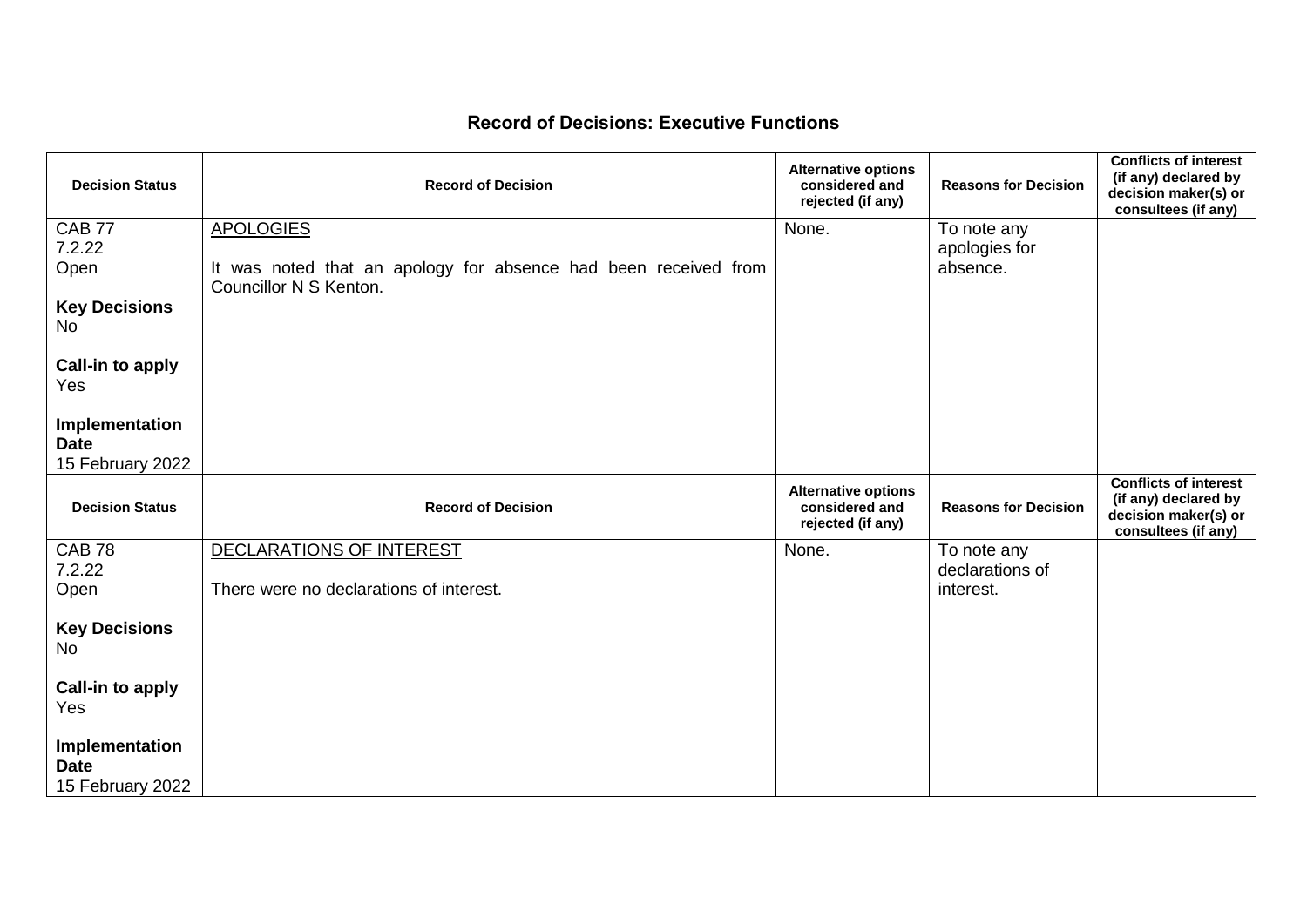# Record of Decisions: Executive Functions

| Decision Status | Record of Decision | Alternative options considered and rejected (if any) | Reasons for Decision | Conflicts of interest (if any) declared by decision maker(s) or consultees (if any) |
|---|---|---|---|---|
| CAB 77<br>7.2.22<br>Open<br><br>**Key Decisions**<br>No<br><br>**Call-in to apply**<br>Yes<br><br>**Implementation Date**<br>15 February 2022 | APOLOGIES<br><br>It was noted that an apology for absence had been received from Councillor N S Kenton. | None. | To note any apologies for absence. | |
| CAB 78<br>7.2.22<br>Open<br><br>**Key Decisions**<br>No<br><br>**Call-in to apply**<br>Yes<br><br>**Implementation Date**<br>15 February 2022 | DECLARATIONS OF INTEREST<br><br>There were no declarations of interest. | None. | To note any declarations of interest. | |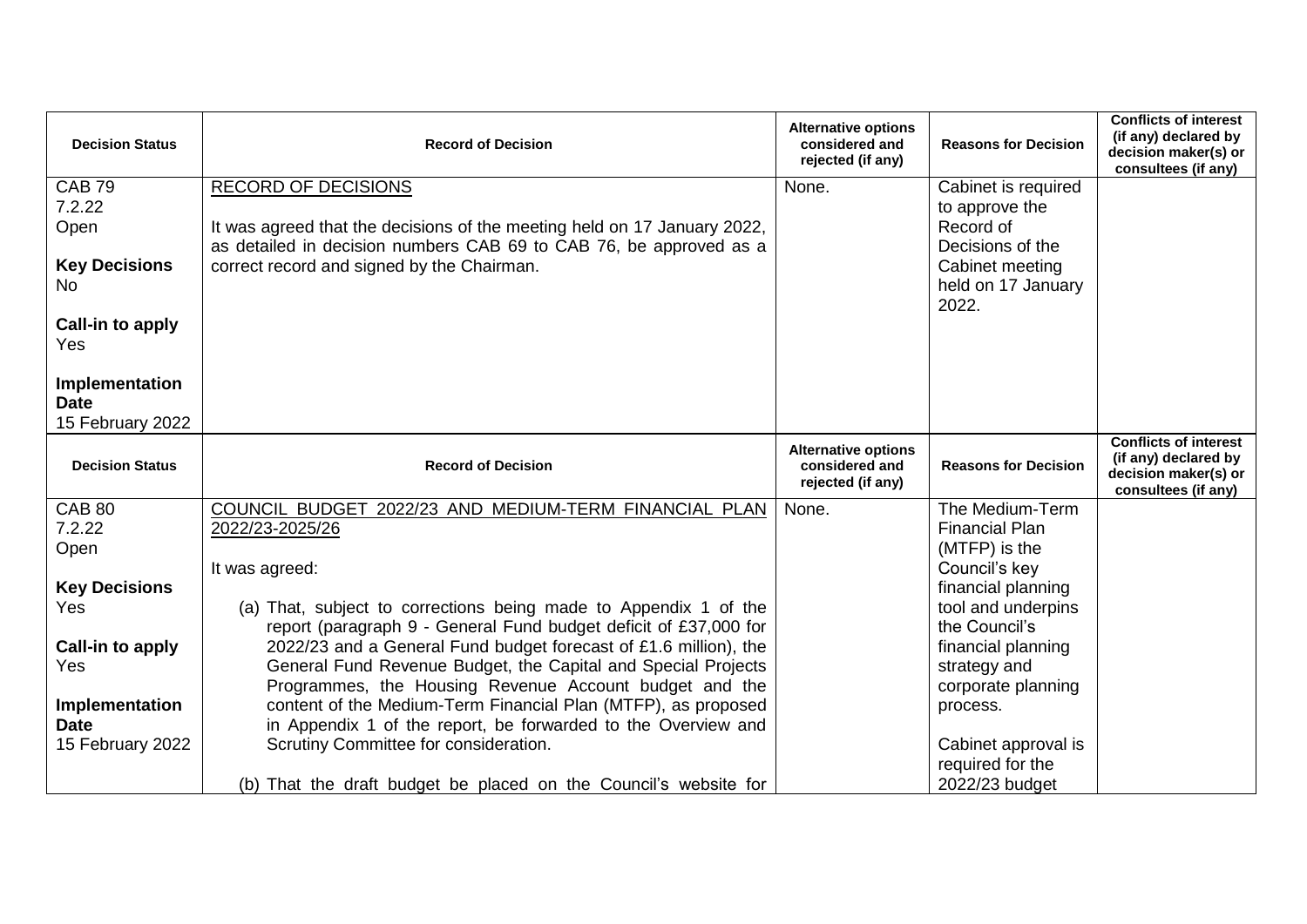| Decision Status | Record of Decision | Alternative options considered and rejected (if any) | Reasons for Decision | Conflicts of interest (if any) declared by decision maker(s) or consultees (if any) |
|---|---|---|---|---|
| CAB 79<br>7.2.22<br>Open<br><br>**Key Decisions**<br>No<br><br>**Call-in to apply**<br>Yes<br><br>**Implementation Date**<br>15 February 2022 | RECORD OF DECISIONS<br><br>It was agreed that the decisions of the meeting held on 17 January 2022, as detailed in decision numbers CAB 69 to CAB 76, be approved as a correct record and signed by the Chairman. | None. | Cabinet is required to approve the Record of Decisions of the Cabinet meeting held on 17 January 2022. | |

| Decision Status | Record of Decision | Alternative options considered and rejected (if any) | Reasons for Decision | Conflicts of interest (if any) declared by decision maker(s) or consultees (if any) |
|---|---|---|---|---|
| CAB 80<br>7.2.22<br>Open<br><br>**Key Decisions**<br>Yes<br><br>**Call-in to apply**<br>Yes<br><br>**Implementation Date**<br>15 February 2022 | COUNCIL BUDGET 2022/23 AND MEDIUM-TERM FINANCIAL PLAN 2022/23-2025/26<br><br>It was agreed:<br><br>(a) That, subject to corrections being made to Appendix 1 of the report (paragraph 9 - General Fund budget deficit of £37,000 for 2022/23 and a General Fund budget forecast of £1.6 million), the General Fund Revenue Budget, the Capital and Special Projects Programmes, the Housing Revenue Account budget and the content of the Medium-Term Financial Plan (MTFP), as proposed in Appendix 1 of the report, be forwarded to the Overview and Scrutiny Committee for consideration.<br><br>(b) That the draft budget be placed on the Council's website for | None. | The Medium-Term Financial Plan (MTFP) is the Council's key financial planning tool and underpins the Council's financial planning strategy and corporate planning process.<br><br>Cabinet approval is required for the 2022/23 budget | |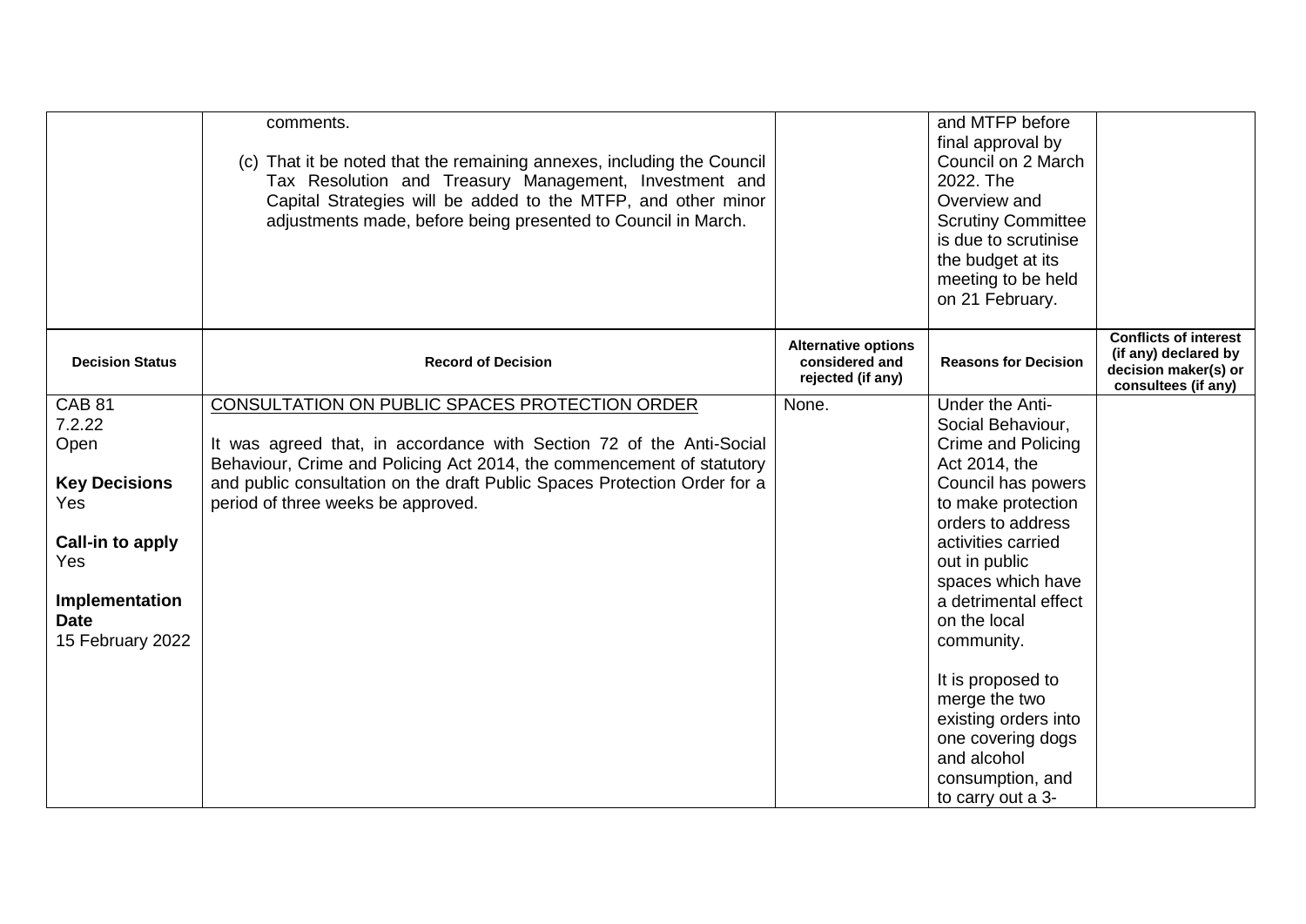| | | | | |
|---|---|---|---|---|
| | comments.<br><br>(c) That it be noted that the remaining annexes, including the Council Tax Resolution and Treasury Management, Investment and Capital Strategies will be added to the MTFP, and other minor adjustments made, before being presented to Council in March. | | and MTFP before final approval by Council on 2 March 2022. The Overview and Scrutiny Committee is due to scrutinise the budget at its meeting to be held on 21 February. | |
| **Decision Status** | **Record of Decision** | **Alternative options considered and rejected (if any)** | **Reasons for Decision** | **Conflicts of interest (if any) declared by decision maker(s) or consultees (if any)** |
| CAB 81<br>7.2.22<br>Open<br><br>**Key Decisions**<br>Yes<br><br>**Call-in to apply**<br>Yes<br><br>**Implementation Date**<br>15 February 2022 | CONSULTATION ON PUBLIC SPACES PROTECTION ORDER<br><br>It was agreed that, in accordance with Section 72 of the Anti-Social Behaviour, Crime and Policing Act 2014, the commencement of statutory and public consultation on the draft Public Spaces Protection Order for a period of three weeks be approved. | None. | Under the Anti-Social Behaviour, Crime and Policing Act 2014, the Council has powers to make protection orders to address activities carried out in public spaces which have a detrimental effect on the local community.<br><br>It is proposed to merge the two existing orders into one covering dogs and alcohol consumption, and to carry out a 3- | |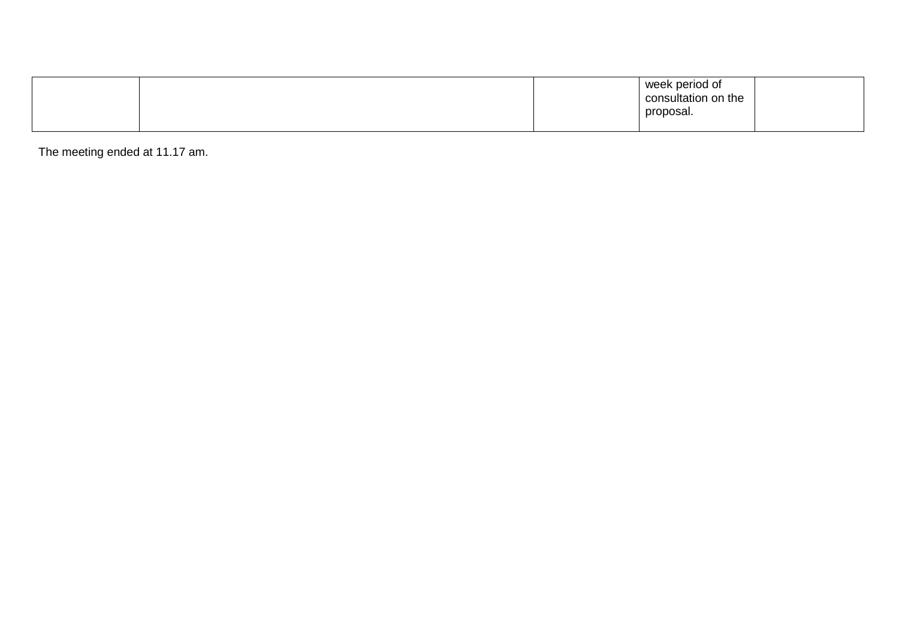| | | | | |
|---|---|---|---|---|
| | | | week period of consultation on the proposal. | |

The meeting ended at 11.17 am.